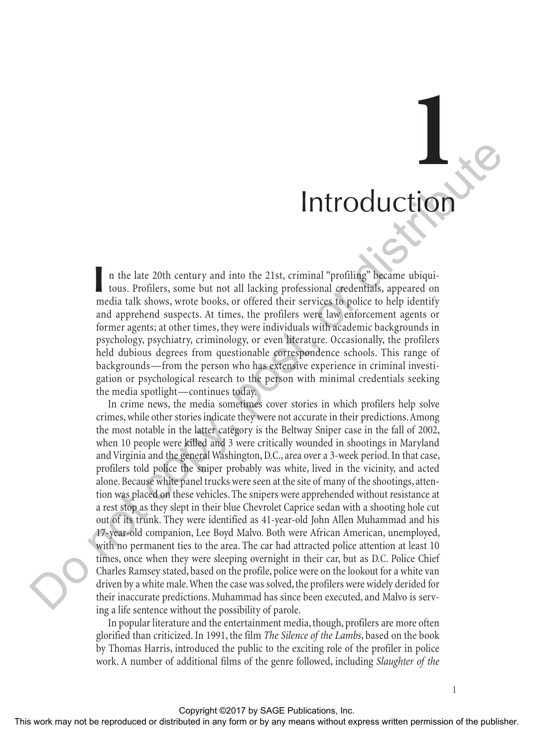# 1 Introduction

In the late 20th century and into the 21st, criminal "profiling" became ubiquitous. Profilers, some but not all lacking professional credentials, appeared on media talk shows, wrote books, or offered their services to police to help identify and apprehend suspects. At times, the profilers were law enforcement agents or former agents; at other times, they were individuals with academic backgrounds in psychology, psychiatry, criminology, or even literature. Occasionally, the profilers held dubious degrees from questionable correspondence schools. This range of backgrounds—from the person who has extensive experience in criminal investigation or psychological research to the person with minimal credentials seeking the media spotlight—continues today.

In crime news, the media sometimes cover stories in which profilers help solve crimes, while other stories indicate they were not accurate in their predictions. Among the most notable in the latter category is the Beltway Sniper case in the fall of 2002, when 10 people were killed and 3 were critically wounded in shootings in Maryland and Virginia and the general Washington, D.C., area over a 3-week period. In that case, profilers told police the sniper probably was white, lived in the vicinity, and acted alone. Because white panel trucks were seen at the site of many of the shootings, attention was placed on these vehicles. The snipers were apprehended without resistance at a rest stop as they slept in their blue Chevrolet Caprice sedan with a shooting hole cut out of its trunk. They were identified as 41-year-old John Allen Muhammad and his 17-year-old companion, Lee Boyd Malvo. Both were African American, unemployed, with no permanent ties to the area. The car had attracted police attention at least 10 times, once when they were sleeping overnight in their car, but as D.C. Police Chief Charles Ramsey stated, based on the profile, police were on the lookout for a white van driven by a white male. When the case was solved, the profilers were widely derided for their inaccurate predictions. Muhammad has since been executed, and Malvo is serving a life sentence without the possibility of parole.

In popular literature and the entertainment media, though, profilers are more often glorified than criticized. In 1991, the film *The Silence of the Lambs*, based on the book by Thomas Harris, introduced the public to the exciting role of the profiler in police work. A number of additional films of the genre followed, including *Slaughter of the*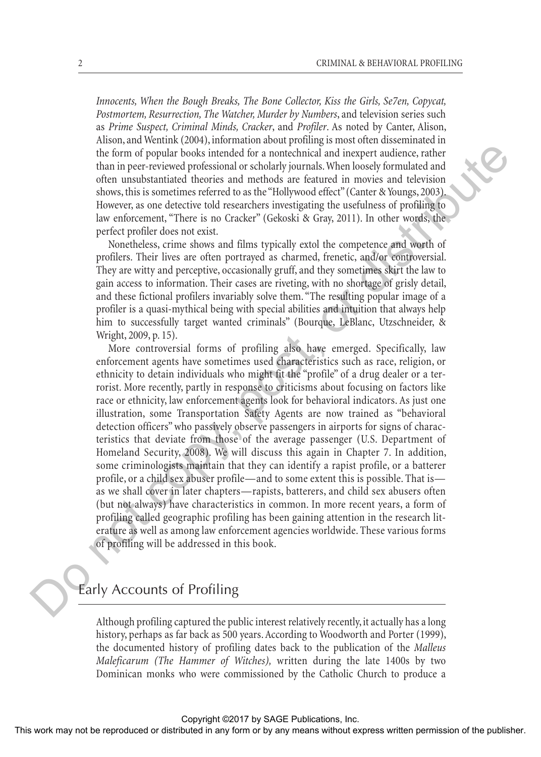*Innocents, When the Bough Breaks, The Bone Collector, Kiss the Girls, Se7en, Copycat, Postmortem, Resurrection, The Watcher, Murder by Numbers*, and television series such as *Prime Suspect, Criminal Minds, Cracker*, and *Profiler*. As noted by Canter, Alison, Alison, and Wentink (2004), information about profiling is most often disseminated in the form of popular books intended for a nontechnical and inexpert audience, rather than in peer-reviewed professional or scholarly journals. When loosely formulated and often unsubstantiated theories and methods are featured in movies and television shows, this is sometimes referred to as the "Hollywood effect" (Canter & Youngs, 2003). However, as one detective told researchers investigating the usefulness of profiling to law enforcement, "There is no Cracker" (Gekoski & Gray, 2011). In other words, the perfect profiler does not exist.

Nonetheless, crime shows and films typically extol the competence and worth of profilers. Their lives are often portrayed as charmed, frenetic, and/or controversial. They are witty and perceptive, occasionally gruff, and they sometimes skirt the law to gain access to information. Their cases are riveting, with no shortage of grisly detail, and these fictional profilers invariably solve them. "The resulting popular image of a profiler is a quasi-mythical being with special abilities and intuition that always help him to successfully target wanted criminals" (Bourque, LeBlanc, Utzschneider, & Wright, 2009, p. 15).

More controversial forms of profiling also have emerged. Specifically, law enforcement agents have sometimes used characteristics such as race, religion, or ethnicity to detain individuals who might fit the "profile" of a drug dealer or a terrorist. More recently, partly in response to criticisms about focusing on factors like race or ethnicity, law enforcement agents look for behavioral indicators. As just one illustration, some Transportation Safety Agents are now trained as "behavioral detection officers" who passively observe passengers in airports for signs of characteristics that deviate from those of the average passenger (U.S. Department of Homeland Security, 2008). We will discuss this again in Chapter 7. In addition, some criminologists maintain that they can identify a rapist profile, or a batterer profile, or a child sex abuser profile—and to some extent this is possible. That is—as we shall cover in later chapters—rapists, batterers, and child sex abusers often (but not always) have characteristics in common. In more recent years, a form of profiling called geographic profiling has been gaining attention in the research literature as well as among law enforcement agencies worldwide. These various forms of profiling will be addressed in this book.

## Early Accounts of Profiling

Although profiling captured the public interest relatively recently, it actually has a long history, perhaps as far back as 500 years. According to Woodworth and Porter (1999), the documented history of profiling dates back to the publication of the *Malleus Maleficarum (The Hammer of Witches),* written during the late 1400s by two Dominican monks who were commissioned by the Catholic Church to produce a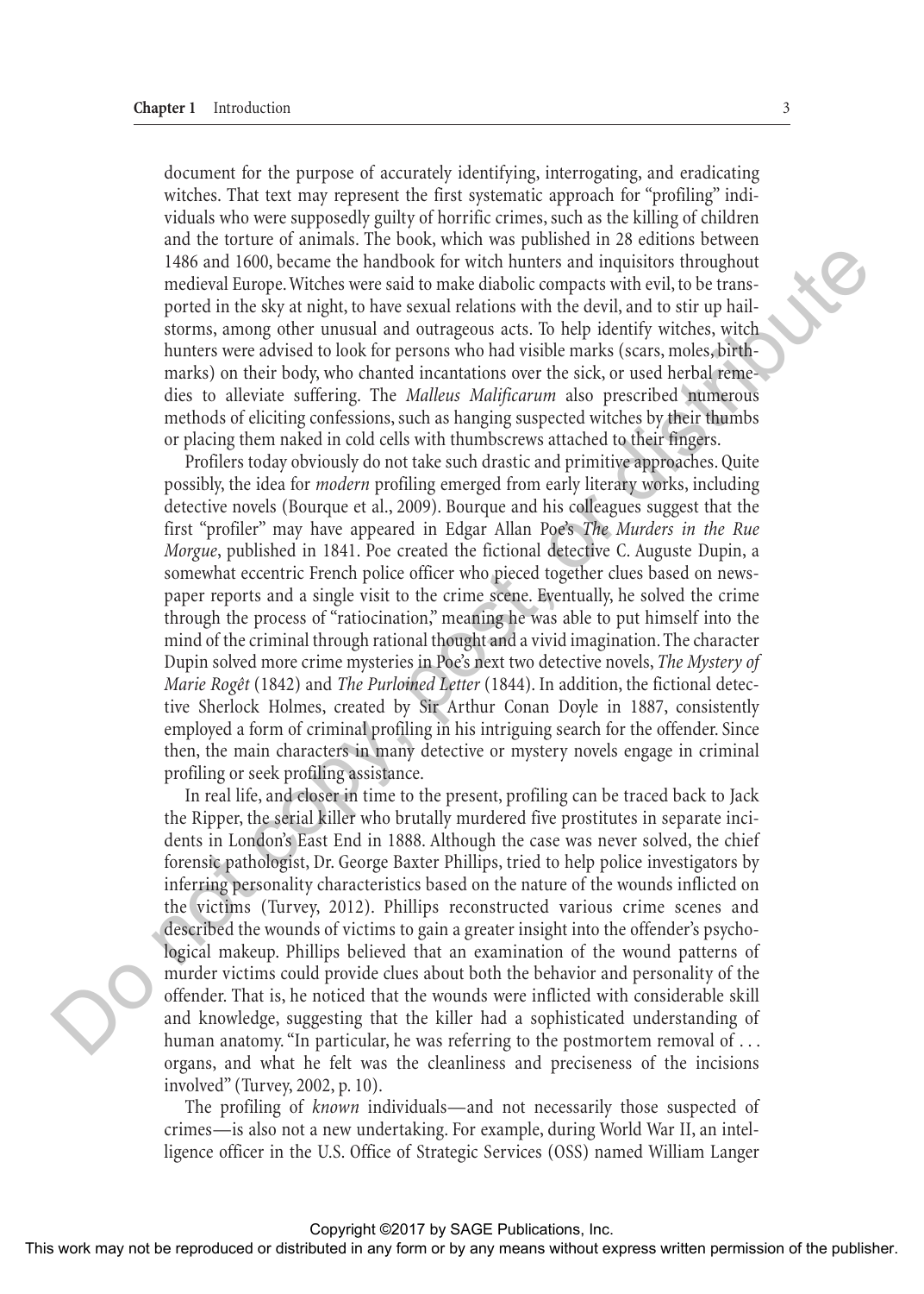document for the purpose of accurately identifying, interrogating, and eradicating witches. That text may represent the first systematic approach for "profiling" individuals who were supposedly guilty of horrific crimes, such as the killing of children and the torture of animals. The book, which was published in 28 editions between 1486 and 1600, became the handbook for witch hunters and inquisitors throughout medieval Europe. Witches were said to make diabolic compacts with evil, to be transported in the sky at night, to have sexual relations with the devil, and to stir up hailstorms, among other unusual and outrageous acts. To help identify witches, witch hunters were advised to look for persons who had visible marks (scars, moles, birthmarks) on their body, who chanted incantations over the sick, or used herbal remedies to alleviate suffering. The *Malleus Malificarum* also prescribed numerous methods of eliciting confessions, such as hanging suspected witches by their thumbs or placing them naked in cold cells with thumbscrews attached to their fingers.

Profilers today obviously do not take such drastic and primitive approaches. Quite possibly, the idea for *modern* profiling emerged from early literary works, including detective novels (Bourque et al., 2009). Bourque and his colleagues suggest that the first "profiler" may have appeared in Edgar Allan Poe's *The Murders in the Rue Morgue*, published in 1841. Poe created the fictional detective C. Auguste Dupin, a somewhat eccentric French police officer who pieced together clues based on newspaper reports and a single visit to the crime scene. Eventually, he solved the crime through the process of "ratiocination," meaning he was able to put himself into the mind of the criminal through rational thought and a vivid imagination. The character Dupin solved more crime mysteries in Poe's next two detective novels, *The Mystery of Marie Rogêt* (1842) and *The Purloined Letter* (1844). In addition, the fictional detective Sherlock Holmes, created by Sir Arthur Conan Doyle in 1887, consistently employed a form of criminal profiling in his intriguing search for the offender. Since then, the main characters in many detective or mystery novels engage in criminal profiling or seek profiling assistance.

In real life, and closer in time to the present, profiling can be traced back to Jack the Ripper, the serial killer who brutally murdered five prostitutes in separate incidents in London's East End in 1888. Although the case was never solved, the chief forensic pathologist, Dr. George Baxter Phillips, tried to help police investigators by inferring personality characteristics based on the nature of the wounds inflicted on the victims (Turvey, 2012). Phillips reconstructed various crime scenes and described the wounds of victims to gain a greater insight into the offender's psychological makeup. Phillips believed that an examination of the wound patterns of murder victims could provide clues about both the behavior and personality of the offender. That is, he noticed that the wounds were inflicted with considerable skill and knowledge, suggesting that the killer had a sophisticated understanding of human anatomy. "In particular, he was referring to the postmortem removal of . . . organs, and what he felt was the cleanliness and preciseness of the incisions involved" (Turvey, 2002, p. 10).

The profiling of *known* individuals—and not necessarily those suspected of crimes—is also not a new undertaking. For example, during World War II, an intelligence officer in the U.S. Office of Strategic Services (OSS) named William Langer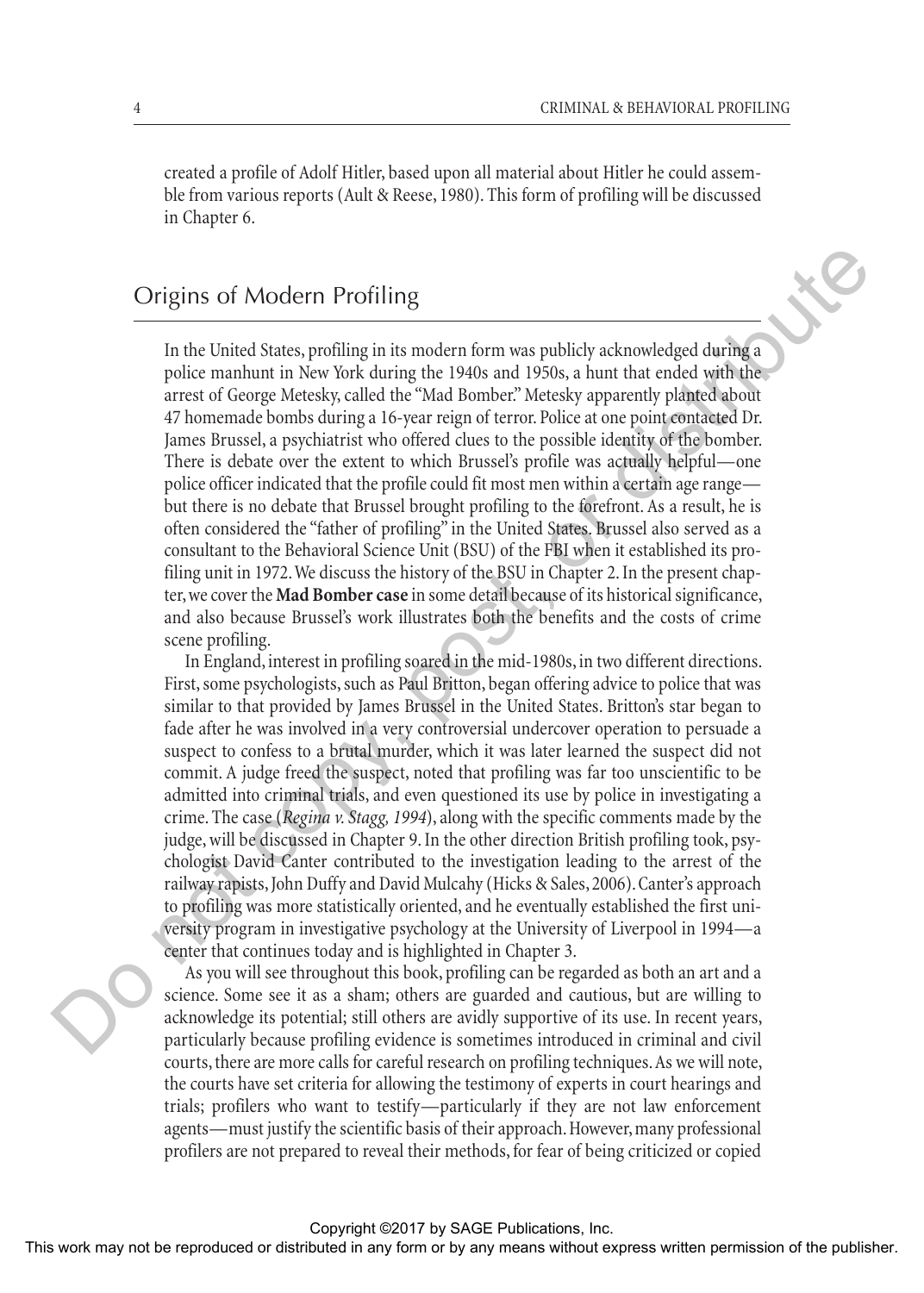created a profile of Adolf Hitler, based upon all material about Hitler he could assemble from various reports (Ault & Reese, 1980). This form of profiling will be discussed in Chapter 6.

## Origins of Modern Profiling

In the United States, profiling in its modern form was publicly acknowledged during a police manhunt in New York during the 1940s and 1950s, a hunt that ended with the arrest of George Metesky, called the "Mad Bomber." Metesky apparently planted about 47 homemade bombs during a 16-year reign of terror. Police at one point contacted Dr. James Brussel, a psychiatrist who offered clues to the possible identity of the bomber. There is debate over the extent to which Brussel's profile was actually helpful—one police officer indicated that the profile could fit most men within a certain age range—but there is no debate that Brussel brought profiling to the forefront. As a result, he is often considered the "father of profiling" in the United States. Brussel also served as a consultant to the Behavioral Science Unit (BSU) of the FBI when it established its profiling unit in 1972. We discuss the history of the BSU in Chapter 2. In the present chapter, we cover the **Mad Bomber case** in some detail because of its historical significance, and also because Brussel's work illustrates both the benefits and the costs of crime scene profiling.

In England, interest in profiling soared in the mid-1980s, in two different directions. First, some psychologists, such as Paul Britton, began offering advice to police that was similar to that provided by James Brussel in the United States. Britton's star began to fade after he was involved in a very controversial undercover operation to persuade a suspect to confess to a brutal murder, which it was later learned the suspect did not commit. A judge freed the suspect, noted that profiling was far too unscientific to be admitted into criminal trials, and even questioned its use by police in investigating a crime. The case (*Regina v. Stagg, 1994*), along with the specific comments made by the judge, will be discussed in Chapter 9. In the other direction British profiling took, psychologist David Canter contributed to the investigation leading to the arrest of the railway rapists, John Duffy and David Mulcahy (Hicks & Sales, 2006). Canter's approach to profiling was more statistically oriented, and he eventually established the first university program in investigative psychology at the University of Liverpool in 1994—a center that continues today and is highlighted in Chapter 3.

As you will see throughout this book, profiling can be regarded as both an art and a science. Some see it as a sham; others are guarded and cautious, but are willing to acknowledge its potential; still others are avidly supportive of its use. In recent years, particularly because profiling evidence is sometimes introduced in criminal and civil courts, there are more calls for careful research on profiling techniques. As we will note, the courts have set criteria for allowing the testimony of experts in court hearings and trials; profilers who want to testify—particularly if they are not law enforcement agents—must justify the scientific basis of their approach. However, many professional profilers are not prepared to reveal their methods, for fear of being criticized or copied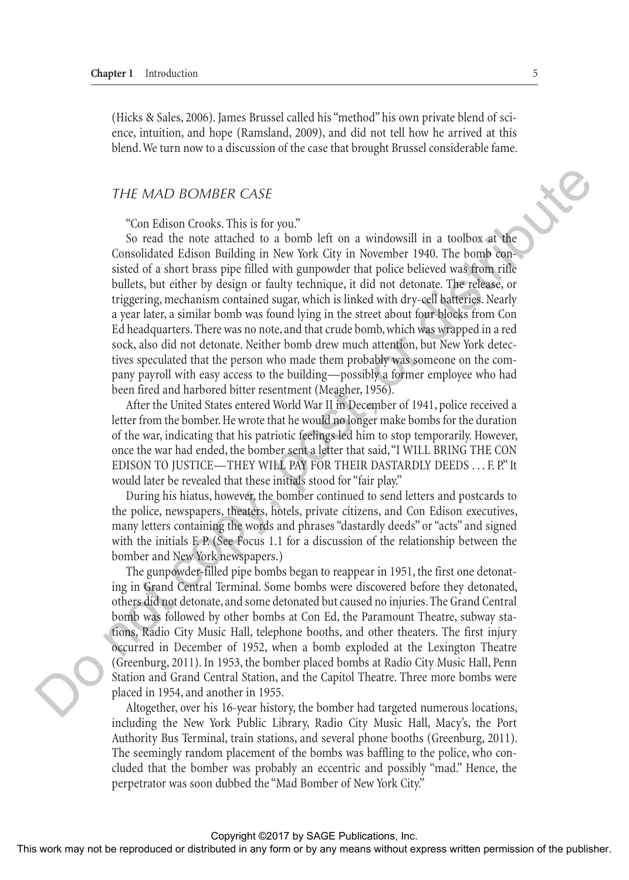(Hicks & Sales, 2006). James Brussel called his "method" his own private blend of science, intuition, and hope (Ramsland, 2009), and did not tell how he arrived at this blend. We turn now to a discussion of the case that brought Brussel considerable fame.

## THE MAD BOMBER CASE

"Con Edison Crooks. This is for you."

So read the note attached to a bomb left on a windowsill in a toolbox at the Consolidated Edison Building in New York City in November 1940. The bomb consisted of a short brass pipe filled with gunpowder that police believed was from rifle bullets, but either by design or faulty technique, it did not detonate. The release, or triggering, mechanism contained sugar, which is linked with dry-cell batteries. Nearly a year later, a similar bomb was found lying in the street about four blocks from Con Ed headquarters. There was no note, and that crude bomb, which was wrapped in a red sock, also did not detonate. Neither bomb drew much attention, but New York detectives speculated that the person who made them probably was someone on the company payroll with easy access to the building—possibly a former employee who had been fired and harbored bitter resentment (Meagher, 1956).

After the United States entered World War II in December of 1941, police received a letter from the bomber. He wrote that he would no longer make bombs for the duration of the war, indicating that his patriotic feelings led him to stop temporarily. However, once the war had ended, the bomber sent a letter that said, "I WILL BRING THE CON EDISON TO JUSTICE—THEY WILL PAY FOR THEIR DASTARDLY DEEDS . . . F. P." It would later be revealed that these initials stood for "fair play."

During his hiatus, however, the bomber continued to send letters and postcards to the police, newspapers, theaters, hotels, private citizens, and Con Edison executives, many letters containing the words and phrases "dastardly deeds" or "acts" and signed with the initials F. P. (See Focus 1.1 for a discussion of the relationship between the bomber and New York newspapers.)

The gunpowder-filled pipe bombs began to reappear in 1951, the first one detonating in Grand Central Terminal. Some bombs were discovered before they detonated, others did not detonate, and some detonated but caused no injuries. The Grand Central bomb was followed by other bombs at Con Ed, the Paramount Theatre, subway stations, Radio City Music Hall, telephone booths, and other theaters. The first injury occurred in December of 1952, when a bomb exploded at the Lexington Theatre (Greenburg, 2011). In 1953, the bomber placed bombs at Radio City Music Hall, Penn Station and Grand Central Station, and the Capitol Theatre. Three more bombs were placed in 1954, and another in 1955.

Altogether, over his 16-year history, the bomber had targeted numerous locations, including the New York Public Library, Radio City Music Hall, Macy's, the Port Authority Bus Terminal, train stations, and several phone booths (Greenburg, 2011). The seemingly random placement of the bombs was baffling to the police, who concluded that the bomber was probably an eccentric and possibly "mad." Hence, the perpetrator was soon dubbed the "Mad Bomber of New York City."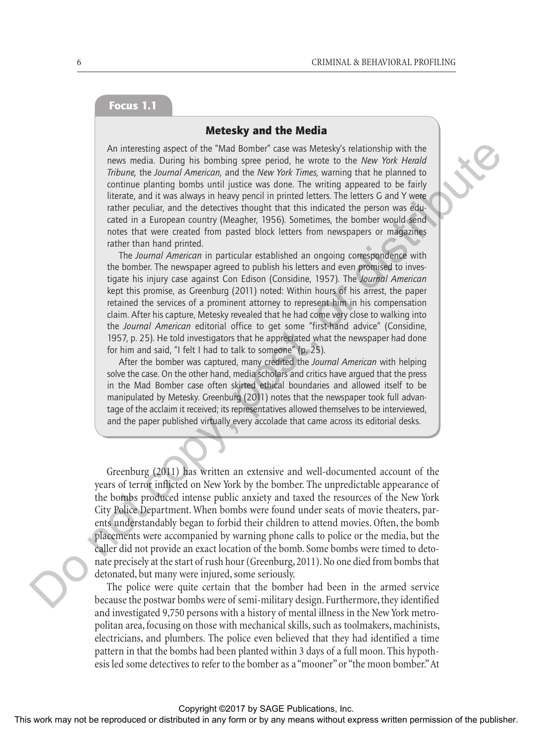## Focus 1.1

### Metesky and the Media

An interesting aspect of the "Mad Bomber" case was Metesky's relationship with the news media. During his bombing spree period, he wrote to the *New York Herald Tribune,* the *Journal American,* and the *New York Times,* warning that he planned to continue planting bombs until justice was done. The writing appeared to be fairly literate, and it was always in heavy pencil in printed letters. The letters G and Y were rather peculiar, and the detectives thought that this indicated the person was educated in a European country (Meagher, 1956). Sometimes, the bomber would send notes that were created from pasted block letters from newspapers or magazines rather than hand printed.

The *Journal American* in particular established an ongoing correspondence with the bomber. The newspaper agreed to publish his letters and even promised to investigate his injury case against Con Edison (Considine, 1957). The *Journal American* kept this promise, as Greenburg (2011) noted: Within hours of his arrest, the paper retained the services of a prominent attorney to represent him in his compensation claim. After his capture, Metesky revealed that he had come very close to walking into the *Journal American* editorial office to get some "first-hand advice" (Considine, 1957, p. 25). He told investigators that he appreciated what the newspaper had done for him and said, "I felt I had to talk to someone" (p. 25).

After the bomber was captured, many credited the *Journal American* with helping solve the case. On the other hand, media scholars and critics have argued that the press in the Mad Bomber case often skirted ethical boundaries and allowed itself to be manipulated by Metesky. Greenburg (2011) notes that the newspaper took full advantage of the acclaim it received; its representatives allowed themselves to be interviewed, and the paper published virtually every accolade that came across its editorial desks.

Greenburg (2011) has written an extensive and well-documented account of the years of terror inflicted on New York by the bomber. The unpredictable appearance of the bombs produced intense public anxiety and taxed the resources of the New York City Police Department. When bombs were found under seats of movie theaters, parents understandably began to forbid their children to attend movies. Often, the bomb placements were accompanied by warning phone calls to police or the media, but the caller did not provide an exact location of the bomb. Some bombs were timed to detonate precisely at the start of rush hour (Greenburg, 2011). No one died from bombs that detonated, but many were injured, some seriously.

The police were quite certain that the bomber had been in the armed service because the postwar bombs were of semi-military design. Furthermore, they identified and investigated 9,750 persons with a history of mental illness in the New York metropolitan area, focusing on those with mechanical skills, such as toolmakers, machinists, electricians, and plumbers. The police even believed that they had identified a time pattern in that the bombs had been planted within 3 days of a full moon. This hypothesis led some detectives to refer to the bomber as a "mooner" or "the moon bomber." At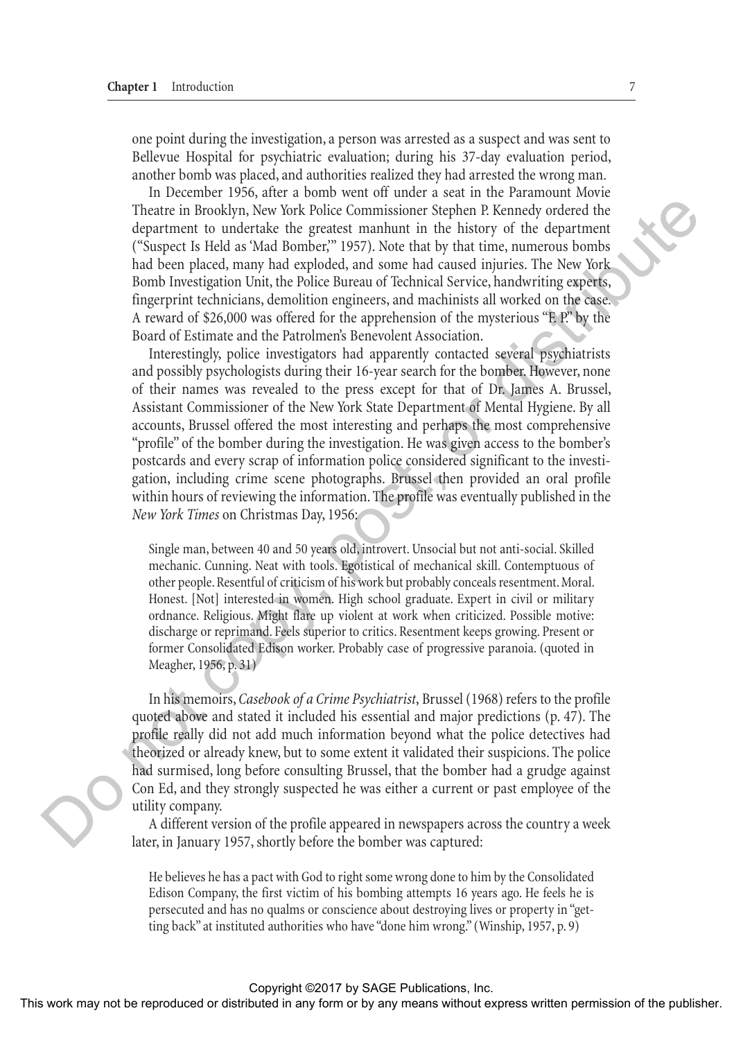one point during the investigation, a person was arrested as a suspect and was sent to Bellevue Hospital for psychiatric evaluation; during his 37-day evaluation period, another bomb was placed, and authorities realized they had arrested the wrong man.

In December 1956, after a bomb went off under a seat in the Paramount Movie Theatre in Brooklyn, New York Police Commissioner Stephen P. Kennedy ordered the department to undertake the greatest manhunt in the history of the department ("Suspect Is Held as 'Mad Bomber,'" 1957). Note that by that time, numerous bombs had been placed, many had exploded, and some had caused injuries. The New York Bomb Investigation Unit, the Police Bureau of Technical Service, handwriting experts, fingerprint technicians, demolition engineers, and machinists all worked on the case. A reward of $26,000 was offered for the apprehension of the mysterious "F. P." by the Board of Estimate and the Patrolmen's Benevolent Association.

Interestingly, police investigators had apparently contacted several psychiatrists and possibly psychologists during their 16-year search for the bomber. However, none of their names was revealed to the press except for that of Dr. James A. Brussel, Assistant Commissioner of the New York State Department of Mental Hygiene. By all accounts, Brussel offered the most interesting and perhaps the most comprehensive "profile" of the bomber during the investigation. He was given access to the bomber's postcards and every scrap of information police considered significant to the investigation, including crime scene photographs. Brussel then provided an oral profile within hours of reviewing the information. The profile was eventually published in the *New York Times* on Christmas Day, 1956:

> Single man, between 40 and 50 years old, introvert. Unsocial but not anti-social. Skilled mechanic. Cunning. Neat with tools. Egotistical of mechanical skill. Contemptuous of other people. Resentful of criticism of his work but probably conceals resentment. Moral. Honest. [Not] interested in women. High school graduate. Expert in civil or military ordnance. Religious. Might flare up violent at work when criticized. Possible motive: discharge or reprimand. Feels superior to critics. Resentment keeps growing. Present or former Consolidated Edison worker. Probably case of progressive paranoia. (quoted in Meagher, 1956, p. 31)

In his memoirs, *Casebook of a Crime Psychiatrist*, Brussel (1968) refers to the profile quoted above and stated it included his essential and major predictions (p. 47). The profile really did not add much information beyond what the police detectives had theorized or already knew, but to some extent it validated their suspicions. The police had surmised, long before consulting Brussel, that the bomber had a grudge against Con Ed, and they strongly suspected he was either a current or past employee of the utility company.

A different version of the profile appeared in newspapers across the country a week later, in January 1957, shortly before the bomber was captured:

> He believes he has a pact with God to right some wrong done to him by the Consolidated Edison Company, the first victim of his bombing attempts 16 years ago. He feels he is persecuted and has no qualms or conscience about destroying lives or property in "getting back" at instituted authorities who have "done him wrong." (Winship, 1957, p. 9)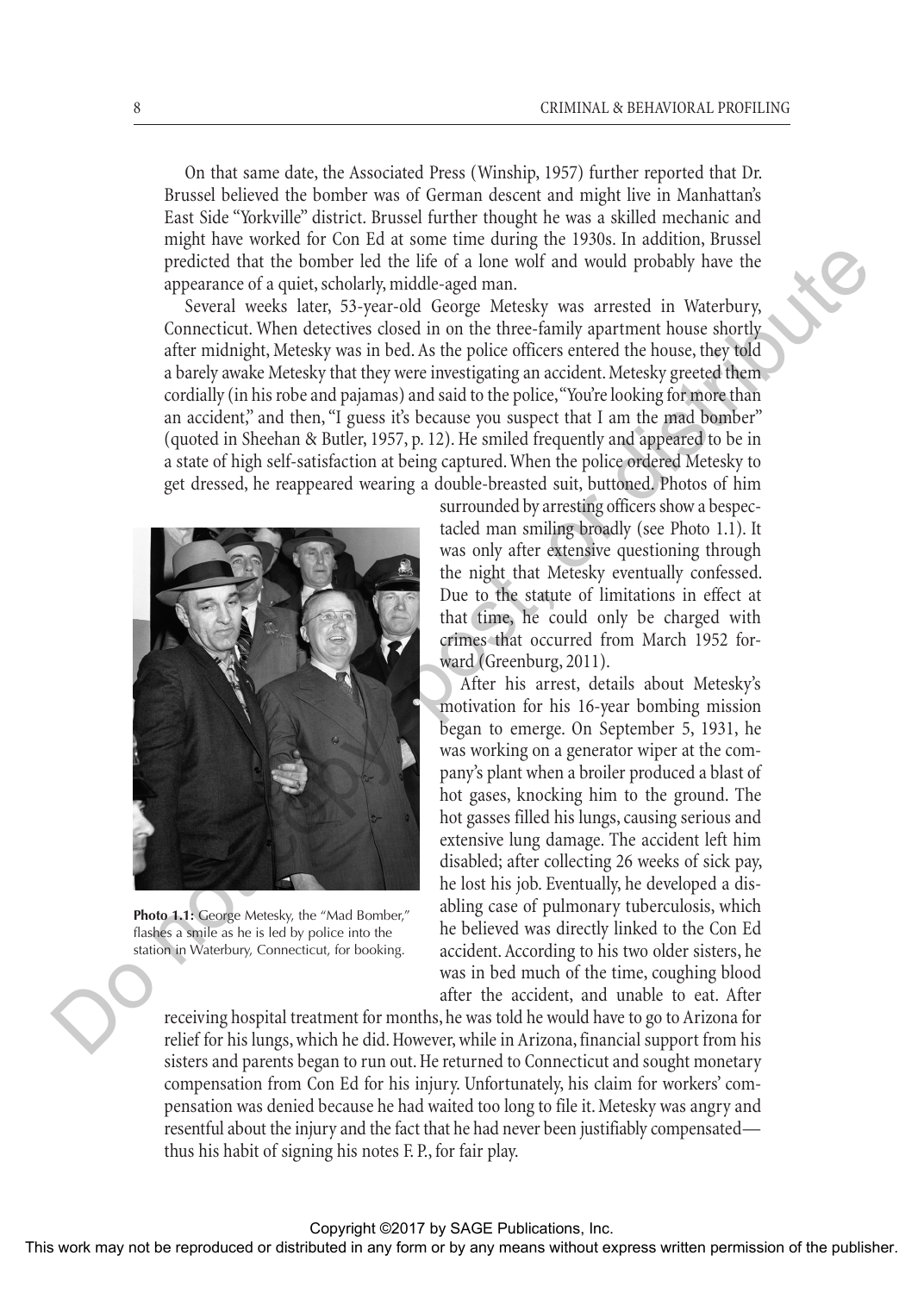On that same date, the Associated Press (Winship, 1957) further reported that Dr. Brussel believed the bomber was of German descent and might live in Manhattan's East Side "Yorkville" district. Brussel further thought he was a skilled mechanic and might have worked for Con Ed at some time during the 1930s. In addition, Brussel predicted that the bomber led the life of a lone wolf and would probably have the appearance of a quiet, scholarly, middle-aged man.

Several weeks later, 53-year-old George Metesky was arrested in Waterbury, Connecticut. When detectives closed in on the three-family apartment house shortly after midnight, Metesky was in bed. As the police officers entered the house, they told a barely awake Metesky that they were investigating an accident. Metesky greeted them cordially (in his robe and pajamas) and said to the police, "You're looking for more than an accident," and then, "I guess it's because you suspect that I am the mad bomber" (quoted in Sheehan & Butler, 1957, p. 12). He smiled frequently and appeared to be in a state of high self-satisfaction at being captured. When the police ordered Metesky to get dressed, he reappeared wearing a double-breasted suit, buttoned. Photos of him surrounded by arresting officers show a bespectacled man smiling broadly (see Photo 1.1). It was only after extensive questioning through the night that Metesky eventually confessed. Due to the statute of limitations in effect at that time, he could only be charged with crimes that occurred from March 1952 forward (Greenburg, 2011).

**Photo 1.1:** George Metesky, the "Mad Bomber," flashes a smile as he is led by police into the station in Waterbury, Connecticut, for booking.

After his arrest, details about Metesky's motivation for his 16-year bombing mission began to emerge. On September 5, 1931, he was working on a generator wiper at the company's plant when a broiler produced a blast of hot gases, knocking him to the ground. The hot gasses filled his lungs, causing serious and extensive lung damage. The accident left him disabled; after collecting 26 weeks of sick pay, he lost his job. Eventually, he developed a disabling case of pulmonary tuberculosis, which he believed was directly linked to the Con Ed accident. According to his two older sisters, he was in bed much of the time, coughing blood after the accident, and unable to eat. After receiving hospital treatment for months, he was told he would have to go to Arizona for relief for his lungs, which he did. However, while in Arizona, financial support from his sisters and parents began to run out. He returned to Connecticut and sought monetary compensation from Con Ed for his injury. Unfortunately, his claim for workers' compensation was denied because he had waited too long to file it. Metesky was angry and resentful about the injury and the fact that he had never been justifiably compensated—thus his habit of signing his notes F. P., for fair play.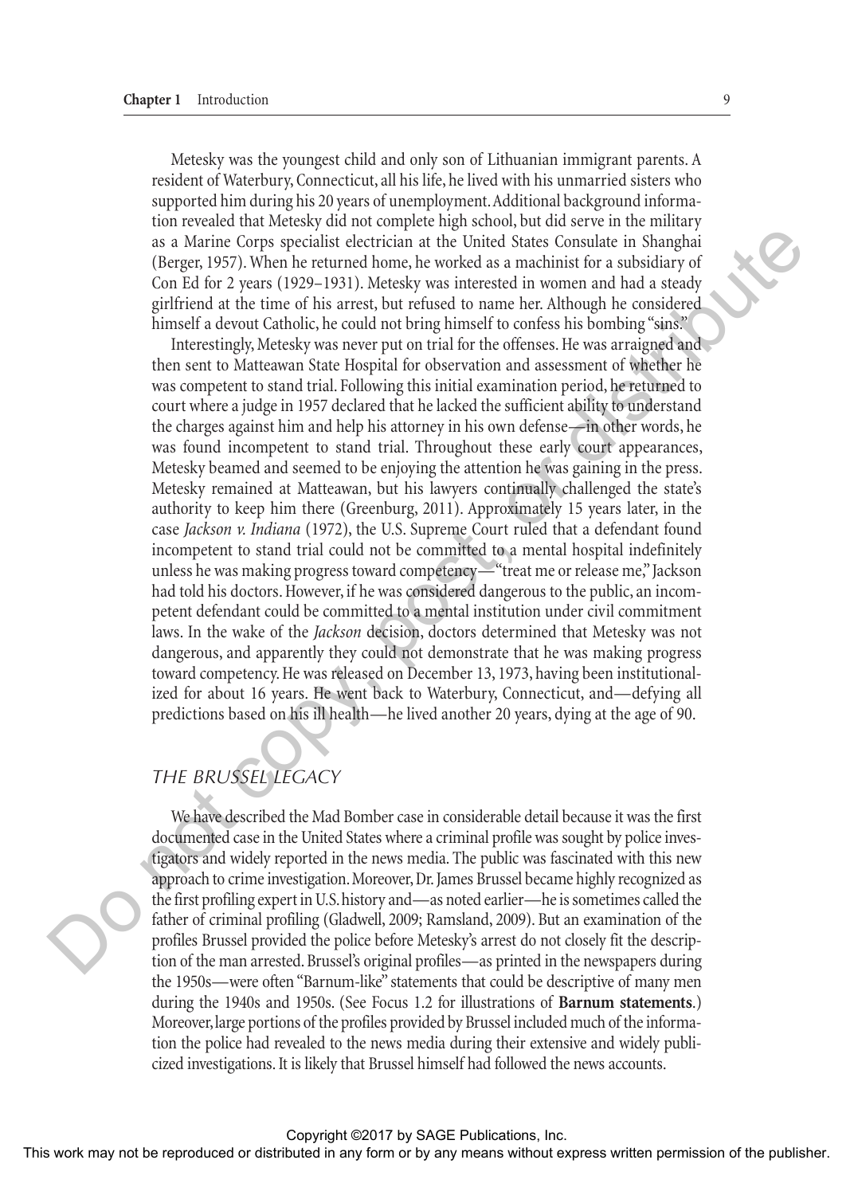Metesky was the youngest child and only son of Lithuanian immigrant parents. A resident of Waterbury, Connecticut, all his life, he lived with his unmarried sisters who supported him during his 20 years of unemployment. Additional background information revealed that Metesky did not complete high school, but did serve in the military as a Marine Corps specialist electrician at the United States Consulate in Shanghai (Berger, 1957). When he returned home, he worked as a machinist for a subsidiary of Con Ed for 2 years (1929–1931). Metesky was interested in women and had a steady girlfriend at the time of his arrest, but refused to name her. Although he considered himself a devout Catholic, he could not bring himself to confess his bombing "sins."

Interestingly, Metesky was never put on trial for the offenses. He was arraigned and then sent to Matteawan State Hospital for observation and assessment of whether he was competent to stand trial. Following this initial examination period, he returned to court where a judge in 1957 declared that he lacked the sufficient ability to understand the charges against him and help his attorney in his own defense—in other words, he was found incompetent to stand trial. Throughout these early court appearances, Metesky beamed and seemed to be enjoying the attention he was gaining in the press. Metesky remained at Matteawan, but his lawyers continually challenged the state's authority to keep him there (Greenburg, 2011). Approximately 15 years later, in the case *Jackson v. Indiana* (1972), the U.S. Supreme Court ruled that a defendant found incompetent to stand trial could not be committed to a mental hospital indefinitely unless he was making progress toward competency—"treat me or release me," Jackson had told his doctors. However, if he was considered dangerous to the public, an incompetent defendant could be committed to a mental institution under civil commitment laws. In the wake of the *Jackson* decision, doctors determined that Metesky was not dangerous, and apparently they could not demonstrate that he was making progress toward competency. He was released on December 13, 1973, having been institutionalized for about 16 years. He went back to Waterbury, Connecticut, and—defying all predictions based on his ill health—he lived another 20 years, dying at the age of 90.

## THE BRUSSEL LEGACY

We have described the Mad Bomber case in considerable detail because it was the first documented case in the United States where a criminal profile was sought by police investigators and widely reported in the news media. The public was fascinated with this new approach to crime investigation. Moreover, Dr. James Brussel became highly recognized as the first profiling expert in U.S. history and—as noted earlier—he is sometimes called the father of criminal profiling (Gladwell, 2009; Ramsland, 2009). But an examination of the profiles Brussel provided the police before Metesky's arrest do not closely fit the description of the man arrested. Brussel's original profiles—as printed in the newspapers during the 1950s—were often "Barnum-like" statements that could be descriptive of many men during the 1940s and 1950s. (See Focus 1.2 for illustrations of **Barnum statements**.) Moreover, large portions of the profiles provided by Brussel included much of the information the police had revealed to the news media during their extensive and widely publicized investigations. It is likely that Brussel himself had followed the news accounts.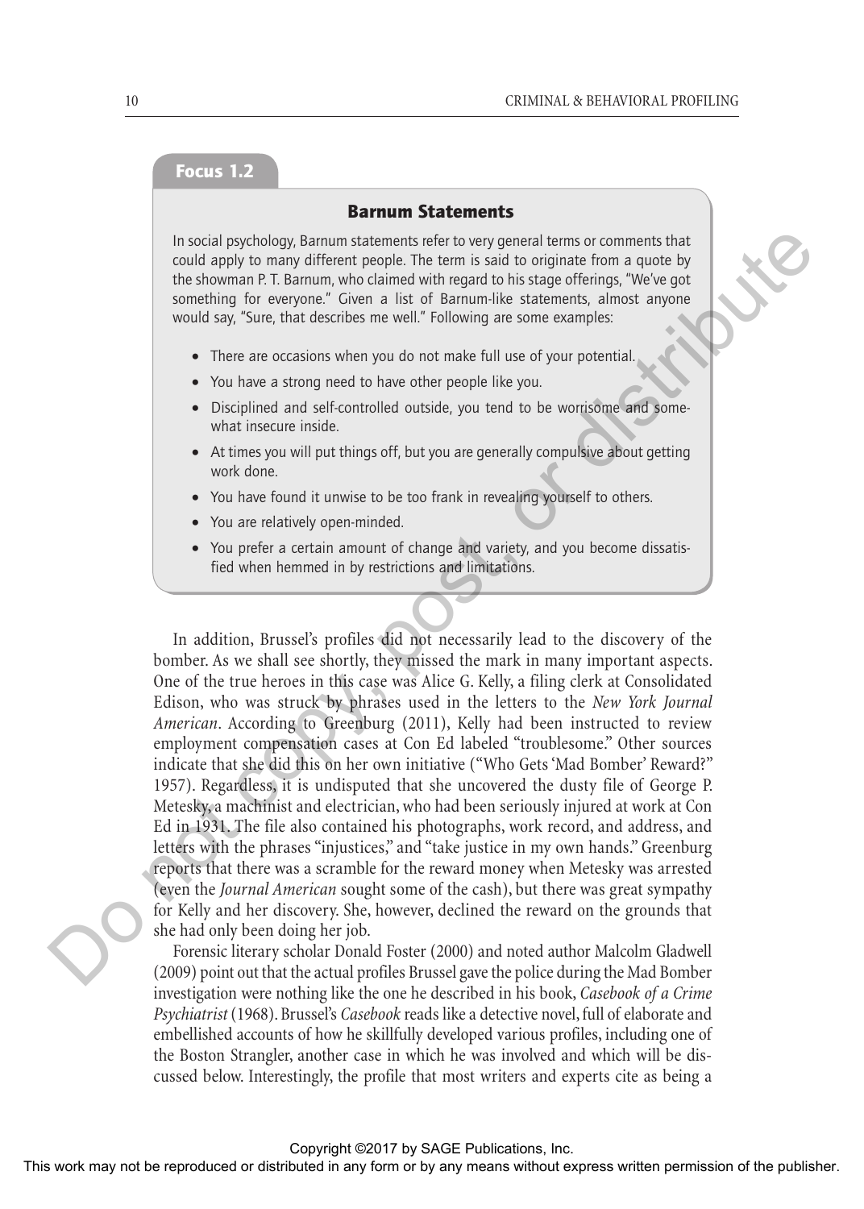**Focus 1.2**

### Barnum Statements

In social psychology, Barnum statements refer to very general terms or comments that could apply to many different people. The term is said to originate from a quote by the showman P. T. Barnum, who claimed with regard to his stage offerings, "We've got something for everyone." Given a list of Barnum-like statements, almost anyone would say, "Sure, that describes me well." Following are some examples:

- There are occasions when you do not make full use of your potential.
- You have a strong need to have other people like you.
- Disciplined and self-controlled outside, you tend to be worrisome and somewhat insecure inside.
- At times you will put things off, but you are generally compulsive about getting work done.
- You have found it unwise to be too frank in revealing yourself to others.
- You are relatively open-minded.
- You prefer a certain amount of change and variety, and you become dissatisfied when hemmed in by restrictions and limitations.

In addition, Brussel's profiles did not necessarily lead to the discovery of the bomber. As we shall see shortly, they missed the mark in many important aspects. One of the true heroes in this case was Alice G. Kelly, a filing clerk at Consolidated Edison, who was struck by phrases used in the letters to the *New York Journal American*. According to Greenburg (2011), Kelly had been instructed to review employment compensation cases at Con Ed labeled "troublesome." Other sources indicate that she did this on her own initiative ("Who Gets 'Mad Bomber' Reward?" 1957). Regardless, it is undisputed that she uncovered the dusty file of George P. Metesky, a machinist and electrician, who had been seriously injured at work at Con Ed in 1931. The file also contained his photographs, work record, and address, and letters with the phrases "injustices," and "take justice in my own hands." Greenburg reports that there was a scramble for the reward money when Metesky was arrested (even the *Journal American* sought some of the cash), but there was great sympathy for Kelly and her discovery. She, however, declined the reward on the grounds that she had only been doing her job.

Forensic literary scholar Donald Foster (2000) and noted author Malcolm Gladwell (2009) point out that the actual profiles Brussel gave the police during the Mad Bomber investigation were nothing like the one he described in his book, *Casebook of a Crime Psychiatrist* (1968). Brussel's *Casebook* reads like a detective novel, full of elaborate and embellished accounts of how he skillfully developed various profiles, including one of the Boston Strangler, another case in which he was involved and which will be discussed below. Interestingly, the profile that most writers and experts cite as being a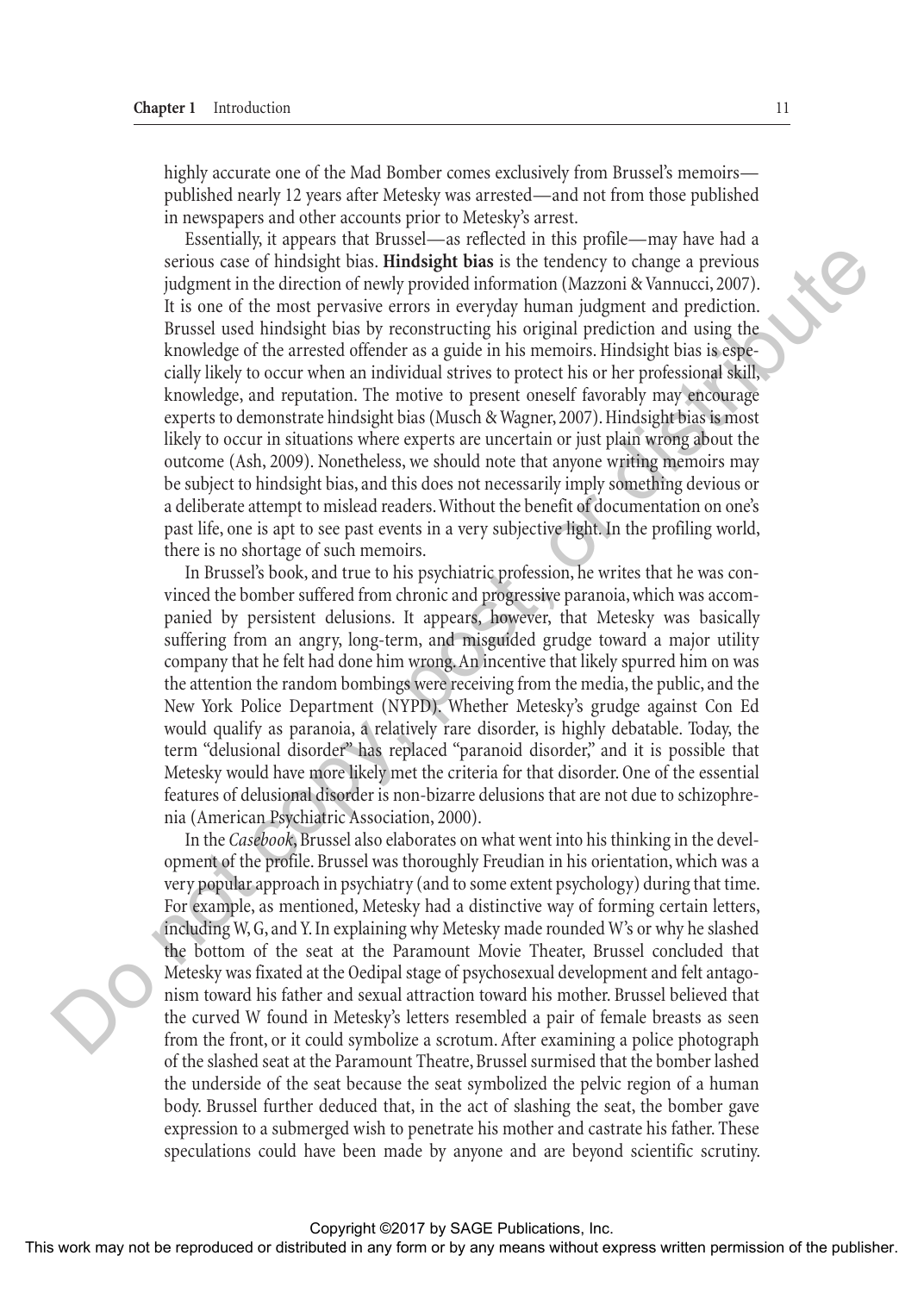highly accurate one of the Mad Bomber comes exclusively from Brussel's memoirs—published nearly 12 years after Metesky was arrested—and not from those published in newspapers and other accounts prior to Metesky's arrest.

Essentially, it appears that Brussel—as reflected in this profile—may have had a serious case of hindsight bias. **Hindsight bias** is the tendency to change a previous judgment in the direction of newly provided information (Mazzoni & Vannucci, 2007). It is one of the most pervasive errors in everyday human judgment and prediction. Brussel used hindsight bias by reconstructing his original prediction and using the knowledge of the arrested offender as a guide in his memoirs. Hindsight bias is especially likely to occur when an individual strives to protect his or her professional skill, knowledge, and reputation. The motive to present oneself favorably may encourage experts to demonstrate hindsight bias (Musch & Wagner, 2007). Hindsight bias is most likely to occur in situations where experts are uncertain or just plain wrong about the outcome (Ash, 2009). Nonetheless, we should note that anyone writing memoirs may be subject to hindsight bias, and this does not necessarily imply something devious or a deliberate attempt to mislead readers. Without the benefit of documentation on one's past life, one is apt to see past events in a very subjective light. In the profiling world, there is no shortage of such memoirs.

In Brussel's book, and true to his psychiatric profession, he writes that he was convinced the bomber suffered from chronic and progressive paranoia, which was accompanied by persistent delusions. It appears, however, that Metesky was basically suffering from an angry, long-term, and misguided grudge toward a major utility company that he felt had done him wrong. An incentive that likely spurred him on was the attention the random bombings were receiving from the media, the public, and the New York Police Department (NYPD). Whether Metesky's grudge against Con Ed would qualify as paranoia, a relatively rare disorder, is highly debatable. Today, the term "delusional disorder" has replaced "paranoid disorder," and it is possible that Metesky would have more likely met the criteria for that disorder. One of the essential features of delusional disorder is non-bizarre delusions that are not due to schizophrenia (American Psychiatric Association, 2000).

In the *Casebook*, Brussel also elaborates on what went into his thinking in the development of the profile. Brussel was thoroughly Freudian in his orientation, which was a very popular approach in psychiatry (and to some extent psychology) during that time. For example, as mentioned, Metesky had a distinctive way of forming certain letters, including W, G, and Y. In explaining why Metesky made rounded W's or why he slashed the bottom of the seat at the Paramount Movie Theater, Brussel concluded that Metesky was fixated at the Oedipal stage of psychosexual development and felt antagonism toward his father and sexual attraction toward his mother. Brussel believed that the curved W found in Metesky's letters resembled a pair of female breasts as seen from the front, or it could symbolize a scrotum. After examining a police photograph of the slashed seat at the Paramount Theatre, Brussel surmised that the bomber lashed the underside of the seat because the seat symbolized the pelvic region of a human body. Brussel further deduced that, in the act of slashing the seat, the bomber gave expression to a submerged wish to penetrate his mother and castrate his father. These speculations could have been made by anyone and are beyond scientific scrutiny.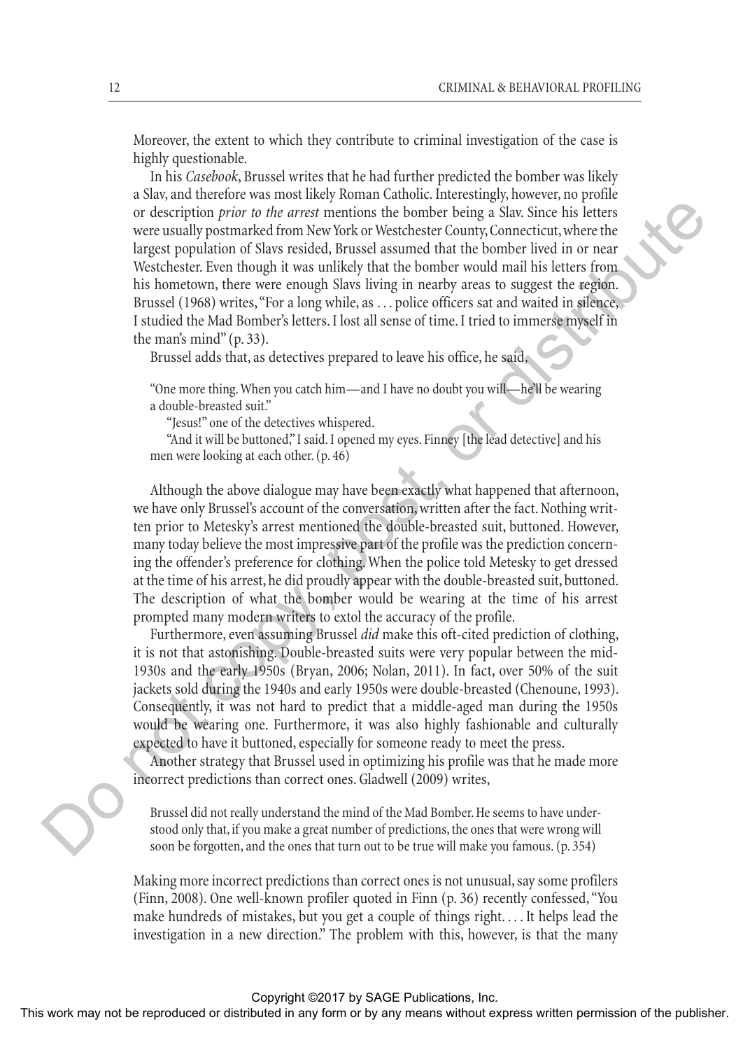Moreover, the extent to which they contribute to criminal investigation of the case is highly questionable.

In his *Casebook*, Brussel writes that he had further predicted the bomber was likely a Slav, and therefore was most likely Roman Catholic. Interestingly, however, no profile or description *prior to the arrest* mentions the bomber being a Slav. Since his letters were usually postmarked from New York or Westchester County, Connecticut, where the largest population of Slavs resided, Brussel assumed that the bomber lived in or near Westchester. Even though it was unlikely that the bomber would mail his letters from his hometown, there were enough Slavs living in nearby areas to suggest the region. Brussel (1968) writes, "For a long while, as . . . police officers sat and waited in silence, I studied the Mad Bomber's letters. I lost all sense of time. I tried to immerse myself in the man's mind" (p. 33).

Brussel adds that, as detectives prepared to leave his office, he said,

> "One more thing. When you catch him—and I have no doubt you will—he'll be wearing a double-breasted suit."
>
> "Jesus!" one of the detectives whispered.
>
> "And it will be buttoned," I said. I opened my eyes. Finney [the lead detective] and his men were looking at each other. (p. 46)

Although the above dialogue may have been exactly what happened that afternoon, we have only Brussel's account of the conversation, written after the fact. Nothing written prior to Metesky's arrest mentioned the double-breasted suit, buttoned. However, many today believe the most impressive part of the profile was the prediction concerning the offender's preference for clothing. When the police told Metesky to get dressed at the time of his arrest, he did proudly appear with the double-breasted suit, buttoned. The description of what the bomber would be wearing at the time of his arrest prompted many modern writers to extol the accuracy of the profile.

Furthermore, even assuming Brussel *did* make this oft-cited prediction of clothing, it is not that astonishing. Double-breasted suits were very popular between the mid-1930s and the early 1950s (Bryan, 2006; Nolan, 2011). In fact, over 50% of the suit jackets sold during the 1940s and early 1950s were double-breasted (Chenoune, 1993). Consequently, it was not hard to predict that a middle-aged man during the 1950s would be wearing one. Furthermore, it was also highly fashionable and culturally expected to have it buttoned, especially for someone ready to meet the press.

Another strategy that Brussel used in optimizing his profile was that he made more incorrect predictions than correct ones. Gladwell (2009) writes,

> Brussel did not really understand the mind of the Mad Bomber. He seems to have understood only that, if you make a great number of predictions, the ones that were wrong will soon be forgotten, and the ones that turn out to be true will make you famous. (p. 354)

Making more incorrect predictions than correct ones is not unusual, say some profilers (Finn, 2008). One well-known profiler quoted in Finn (p. 36) recently confessed, "You make hundreds of mistakes, but you get a couple of things right. . . . It helps lead the investigation in a new direction." The problem with this, however, is that the many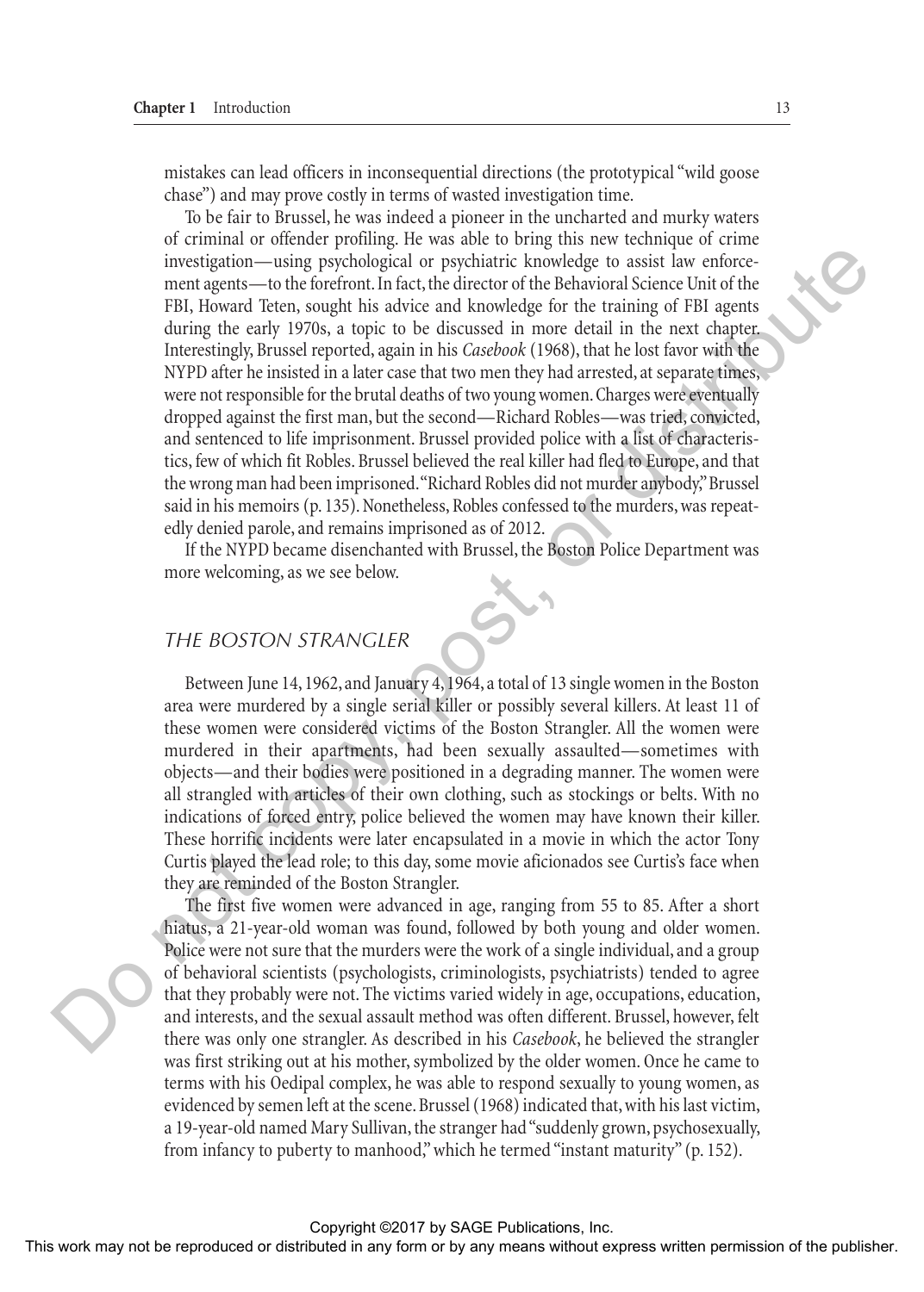mistakes can lead officers in inconsequential directions (the prototypical "wild goose chase") and may prove costly in terms of wasted investigation time.

To be fair to Brussel, he was indeed a pioneer in the uncharted and murky waters of criminal or offender profiling. He was able to bring this new technique of crime investigation—using psychological or psychiatric knowledge to assist law enforcement agents—to the forefront. In fact, the director of the Behavioral Science Unit of the FBI, Howard Teten, sought his advice and knowledge for the training of FBI agents during the early 1970s, a topic to be discussed in more detail in the next chapter. Interestingly, Brussel reported, again in his *Casebook* (1968), that he lost favor with the NYPD after he insisted in a later case that two men they had arrested, at separate times, were not responsible for the brutal deaths of two young women. Charges were eventually dropped against the first man, but the second—Richard Robles—was tried, convicted, and sentenced to life imprisonment. Brussel provided police with a list of characteristics, few of which fit Robles. Brussel believed the real killer had fled to Europe, and that the wrong man had been imprisoned. "Richard Robles did not murder anybody," Brussel said in his memoirs (p. 135). Nonetheless, Robles confessed to the murders, was repeatedly denied parole, and remains imprisoned as of 2012.

If the NYPD became disenchanted with Brussel, the Boston Police Department was more welcoming, as we see below.

## THE BOSTON STRANGLER

Between June 14, 1962, and January 4, 1964, a total of 13 single women in the Boston area were murdered by a single serial killer or possibly several killers. At least 11 of these women were considered victims of the Boston Strangler. All the women were murdered in their apartments, had been sexually assaulted—sometimes with objects—and their bodies were positioned in a degrading manner. The women were all strangled with articles of their own clothing, such as stockings or belts. With no indications of forced entry, police believed the women may have known their killer. These horrific incidents were later encapsulated in a movie in which the actor Tony Curtis played the lead role; to this day, some movie aficionados see Curtis's face when they are reminded of the Boston Strangler.

The first five women were advanced in age, ranging from 55 to 85. After a short hiatus, a 21-year-old woman was found, followed by both young and older women. Police were not sure that the murders were the work of a single individual, and a group of behavioral scientists (psychologists, criminologists, psychiatrists) tended to agree that they probably were not. The victims varied widely in age, occupations, education, and interests, and the sexual assault method was often different. Brussel, however, felt there was only one strangler. As described in his *Casebook*, he believed the strangler was first striking out at his mother, symbolized by the older women. Once he came to terms with his Oedipal complex, he was able to respond sexually to young women, as evidenced by semen left at the scene. Brussel (1968) indicated that, with his last victim, a 19-year-old named Mary Sullivan, the stranger had "suddenly grown, psychosexually, from infancy to puberty to manhood," which he termed "instant maturity" (p. 152).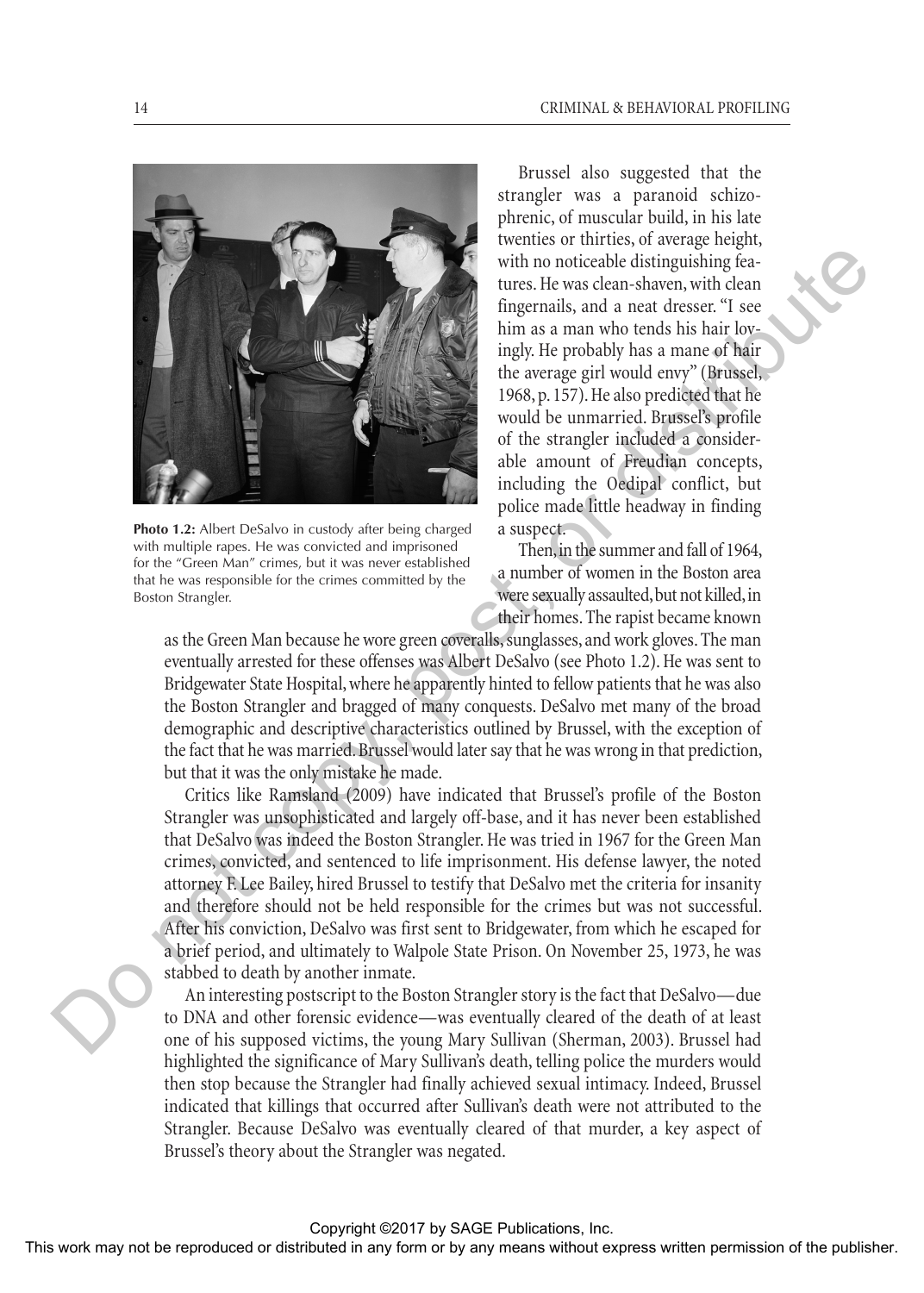Brussel also suggested that the strangler was a paranoid schizophrenic, of muscular build, in his late twenties or thirties, of average height, with no noticeable distinguishing features. He was clean-shaven, with clean fingernails, and a neat dresser. "I see him as a man who tends his hair lovingly. He probably has a mane of hair the average girl would envy" (Brussel, 1968, p. 157). He also predicted that he would be unmarried. Brussel's profile of the strangler included a considerable amount of Freudian concepts, including the Oedipal conflict, but police made little headway in finding a suspect.

Photo 1.2: Albert DeSalvo in custody after being charged with multiple rapes. He was convicted and imprisoned for the "Green Man" crimes, but it was never established that he was responsible for the crimes committed by the Boston Strangler.

Then, in the summer and fall of 1964, a number of women in the Boston area were sexually assaulted, but not killed, in their homes. The rapist became known as the Green Man because he wore green coveralls, sunglasses, and work gloves. The man eventually arrested for these offenses was Albert DeSalvo (see Photo 1.2). He was sent to Bridgewater State Hospital, where he apparently hinted to fellow patients that he was also the Boston Strangler and bragged of many conquests. DeSalvo met many of the broad demographic and descriptive characteristics outlined by Brussel, with the exception of the fact that he was married. Brussel would later say that he was wrong in that prediction, but that it was the only mistake he made.

Critics like Ramsland (2009) have indicated that Brussel's profile of the Boston Strangler was unsophisticated and largely off-base, and it has never been established that DeSalvo was indeed the Boston Strangler. He was tried in 1967 for the Green Man crimes, convicted, and sentenced to life imprisonment. His defense lawyer, the noted attorney F. Lee Bailey, hired Brussel to testify that DeSalvo met the criteria for insanity and therefore should not be held responsible for the crimes but was not successful. After his conviction, DeSalvo was first sent to Bridgewater, from which he escaped for a brief period, and ultimately to Walpole State Prison. On November 25, 1973, he was stabbed to death by another inmate.

An interesting postscript to the Boston Strangler story is the fact that DeSalvo—due to DNA and other forensic evidence—was eventually cleared of the death of at least one of his supposed victims, the young Mary Sullivan (Sherman, 2003). Brussel had highlighted the significance of Mary Sullivan's death, telling police the murders would then stop because the Strangler had finally achieved sexual intimacy. Indeed, Brussel indicated that killings that occurred after Sullivan's death were not attributed to the Strangler. Because DeSalvo was eventually cleared of that murder, a key aspect of Brussel's theory about the Strangler was negated.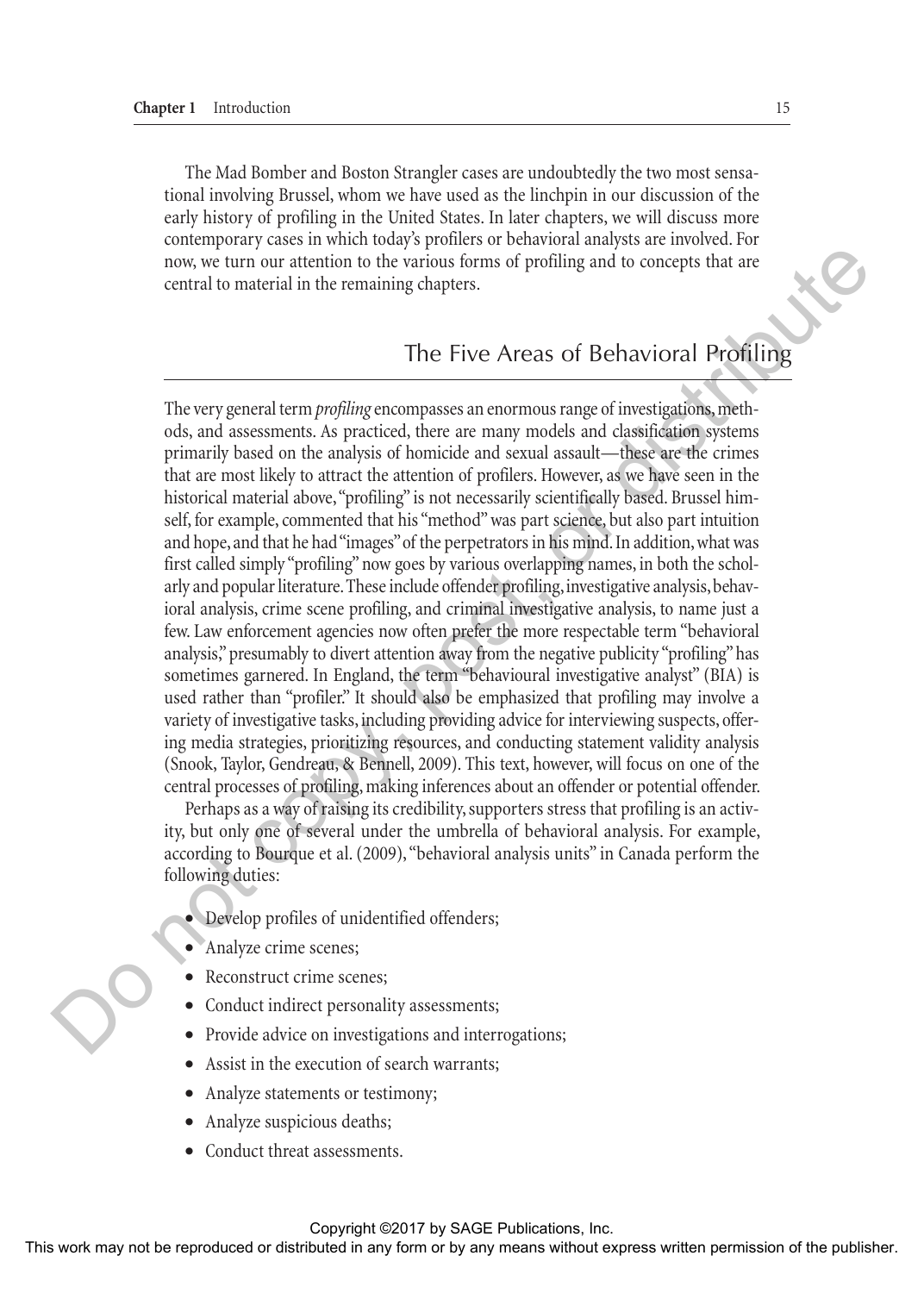The Mad Bomber and Boston Strangler cases are undoubtedly the two most sensational involving Brussel, whom we have used as the linchpin in our discussion of the early history of profiling in the United States. In later chapters, we will discuss more contemporary cases in which today's profilers or behavioral analysts are involved. For now, we turn our attention to the various forms of profiling and to concepts that are central to material in the remaining chapters.

## The Five Areas of Behavioral Profiling

The very general term *profiling* encompasses an enormous range of investigations, methods, and assessments. As practiced, there are many models and classification systems primarily based on the analysis of homicide and sexual assault—these are the crimes that are most likely to attract the attention of profilers. However, as we have seen in the historical material above, "profiling" is not necessarily scientifically based. Brussel himself, for example, commented that his "method" was part science, but also part intuition and hope, and that he had "images" of the perpetrators in his mind. In addition, what was first called simply "profiling" now goes by various overlapping names, in both the scholarly and popular literature. These include offender profiling, investigative analysis, behavioral analysis, crime scene profiling, and criminal investigative analysis, to name just a few. Law enforcement agencies now often prefer the more respectable term "behavioral analysis," presumably to divert attention away from the negative publicity "profiling" has sometimes garnered. In England, the term "behavioural investigative analyst" (BIA) is used rather than "profiler." It should also be emphasized that profiling may involve a variety of investigative tasks, including providing advice for interviewing suspects, offering media strategies, prioritizing resources, and conducting statement validity analysis (Snook, Taylor, Gendreau, & Bennell, 2009). This text, however, will focus on one of the central processes of profiling, making inferences about an offender or potential offender.

Perhaps as a way of raising its credibility, supporters stress that profiling is an activity, but only one of several under the umbrella of behavioral analysis. For example, according to Bourque et al. (2009), "behavioral analysis units" in Canada perform the following duties:

- Develop profiles of unidentified offenders;
- Analyze crime scenes;
- Reconstruct crime scenes;
- Conduct indirect personality assessments;
- Provide advice on investigations and interrogations;
- Assist in the execution of search warrants;
- Analyze statements or testimony;
- Analyze suspicious deaths;
- Conduct threat assessments.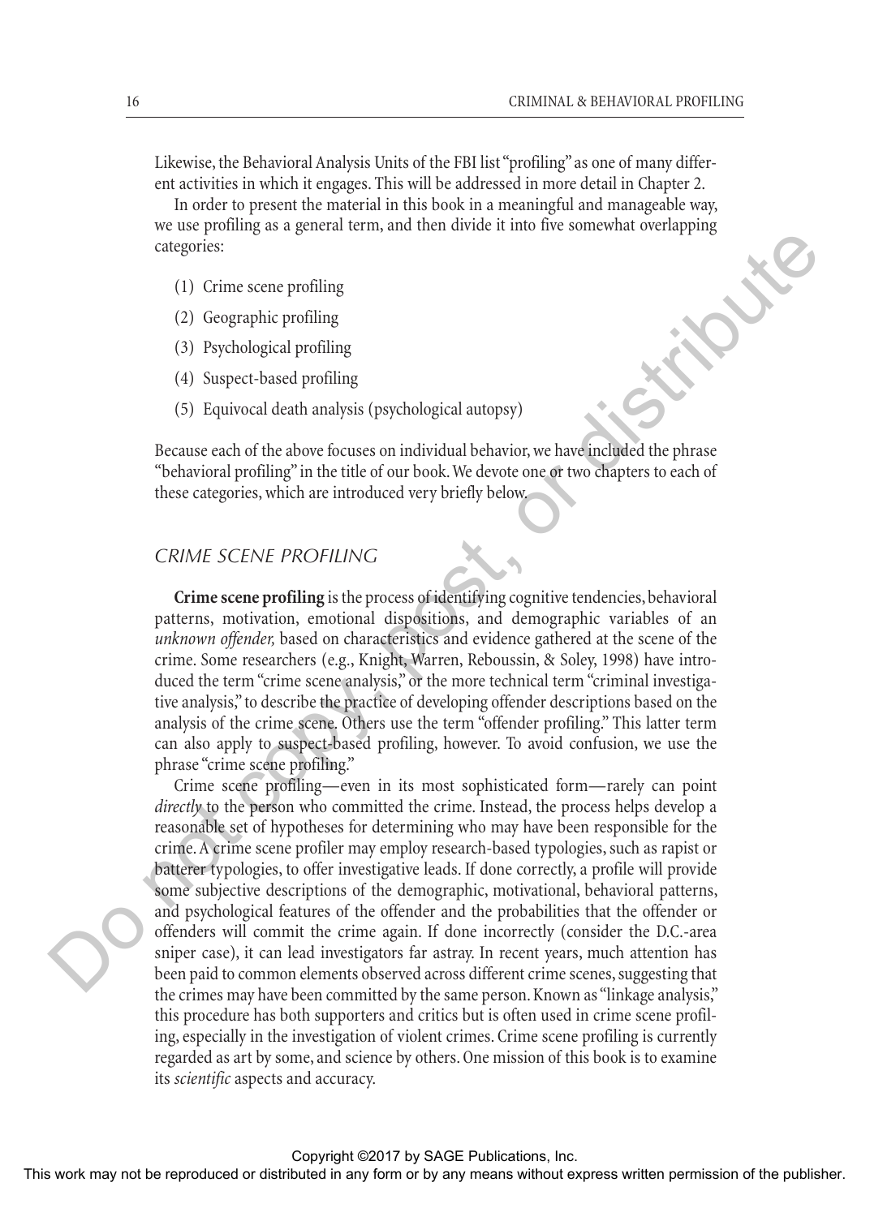Likewise, the Behavioral Analysis Units of the FBI list "profiling" as one of many different activities in which it engages. This will be addressed in more detail in Chapter 2.

In order to present the material in this book in a meaningful and manageable way, we use profiling as a general term, and then divide it into five somewhat overlapping categories:

(1) Crime scene profiling

(2) Geographic profiling

(3) Psychological profiling

(4) Suspect-based profiling

(5) Equivocal death analysis (psychological autopsy)

Because each of the above focuses on individual behavior, we have included the phrase "behavioral profiling" in the title of our book. We devote one or two chapters to each of these categories, which are introduced very briefly below.

## CRIME SCENE PROFILING

**Crime scene profiling** is the process of identifying cognitive tendencies, behavioral patterns, motivation, emotional dispositions, and demographic variables of an *unknown offender,* based on characteristics and evidence gathered at the scene of the crime. Some researchers (e.g., Knight, Warren, Reboussin, & Soley, 1998) have introduced the term "crime scene analysis," or the more technical term "criminal investigative analysis," to describe the practice of developing offender descriptions based on the analysis of the crime scene. Others use the term "offender profiling." This latter term can also apply to suspect-based profiling, however. To avoid confusion, we use the phrase "crime scene profiling."

Crime scene profiling—even in its most sophisticated form—rarely can point *directly* to the person who committed the crime. Instead, the process helps develop a reasonable set of hypotheses for determining who may have been responsible for the crime. A crime scene profiler may employ research-based typologies, such as rapist or batterer typologies, to offer investigative leads. If done correctly, a profile will provide some subjective descriptions of the demographic, motivational, behavioral patterns, and psychological features of the offender and the probabilities that the offender or offenders will commit the crime again. If done incorrectly (consider the D.C.-area sniper case), it can lead investigators far astray. In recent years, much attention has been paid to common elements observed across different crime scenes, suggesting that the crimes may have been committed by the same person. Known as "linkage analysis," this procedure has both supporters and critics but is often used in crime scene profiling, especially in the investigation of violent crimes. Crime scene profiling is currently regarded as art by some, and science by others. One mission of this book is to examine its *scientific* aspects and accuracy.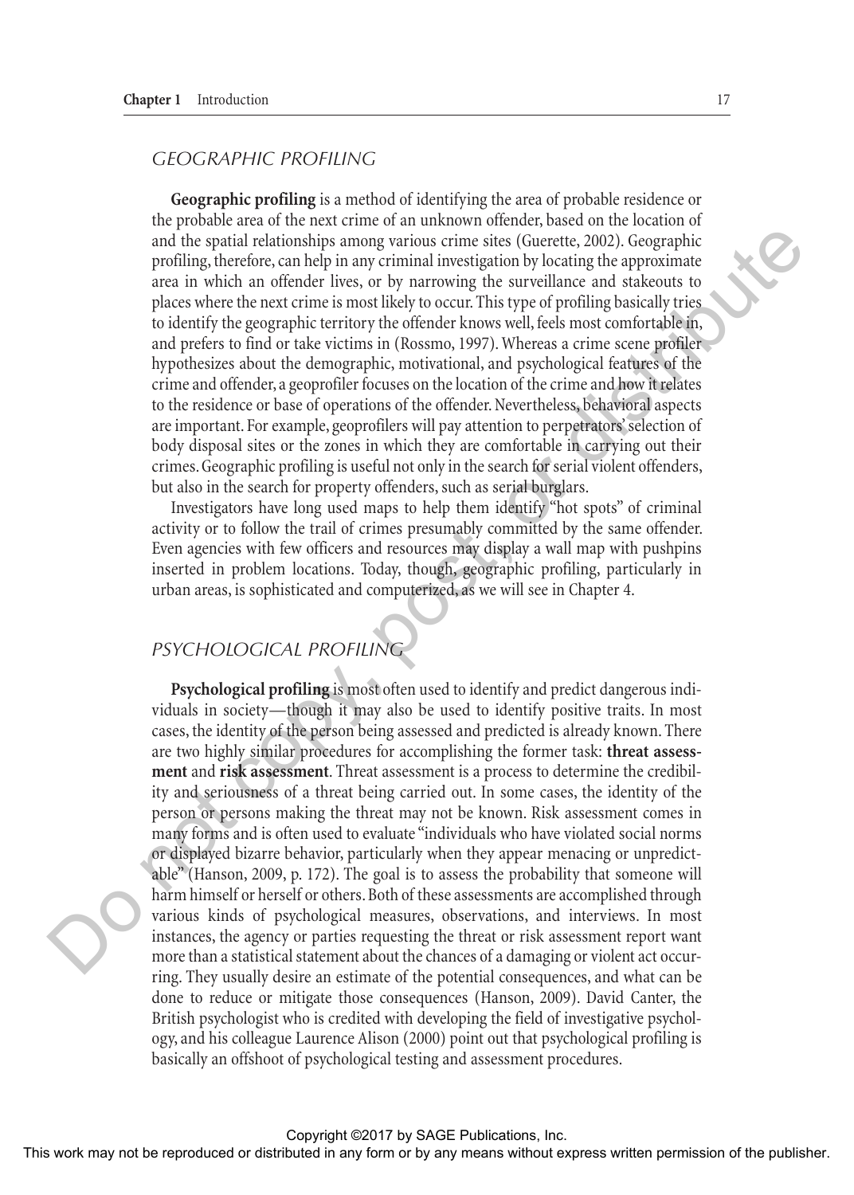## GEOGRAPHIC PROFILING

**Geographic profiling** is a method of identifying the area of probable residence or the probable area of the next crime of an unknown offender, based on the location of and the spatial relationships among various crime sites (Guerette, 2002). Geographic profiling, therefore, can help in any criminal investigation by locating the approximate area in which an offender lives, or by narrowing the surveillance and stakeouts to places where the next crime is most likely to occur. This type of profiling basically tries to identify the geographic territory the offender knows well, feels most comfortable in, and prefers to find or take victims in (Rossmo, 1997). Whereas a crime scene profiler hypothesizes about the demographic, motivational, and psychological features of the crime and offender, a geoprofiler focuses on the location of the crime and how it relates to the residence or base of operations of the offender. Nevertheless, behavioral aspects are important. For example, geoprofilers will pay attention to perpetrators' selection of body disposal sites or the zones in which they are comfortable in carrying out their crimes. Geographic profiling is useful not only in the search for serial violent offenders, but also in the search for property offenders, such as serial burglars.

Investigators have long used maps to help them identify "hot spots" of criminal activity or to follow the trail of crimes presumably committed by the same offender. Even agencies with few officers and resources may display a wall map with pushpins inserted in problem locations. Today, though, geographic profiling, particularly in urban areas, is sophisticated and computerized, as we will see in Chapter 4.

## PSYCHOLOGICAL PROFILING

**Psychological profiling** is most often used to identify and predict dangerous individuals in society—though it may also be used to identify positive traits. In most cases, the identity of the person being assessed and predicted is already known. There are two highly similar procedures for accomplishing the former task: **threat assessment** and **risk assessment**. Threat assessment is a process to determine the credibility and seriousness of a threat being carried out. In some cases, the identity of the person or persons making the threat may not be known. Risk assessment comes in many forms and is often used to evaluate "individuals who have violated social norms or displayed bizarre behavior, particularly when they appear menacing or unpredictable" (Hanson, 2009, p. 172). The goal is to assess the probability that someone will harm himself or herself or others. Both of these assessments are accomplished through various kinds of psychological measures, observations, and interviews. In most instances, the agency or parties requesting the threat or risk assessment report want more than a statistical statement about the chances of a damaging or violent act occurring. They usually desire an estimate of the potential consequences, and what can be done to reduce or mitigate those consequences (Hanson, 2009). David Canter, the British psychologist who is credited with developing the field of investigative psychology, and his colleague Laurence Alison (2000) point out that psychological profiling is basically an offshoot of psychological testing and assessment procedures.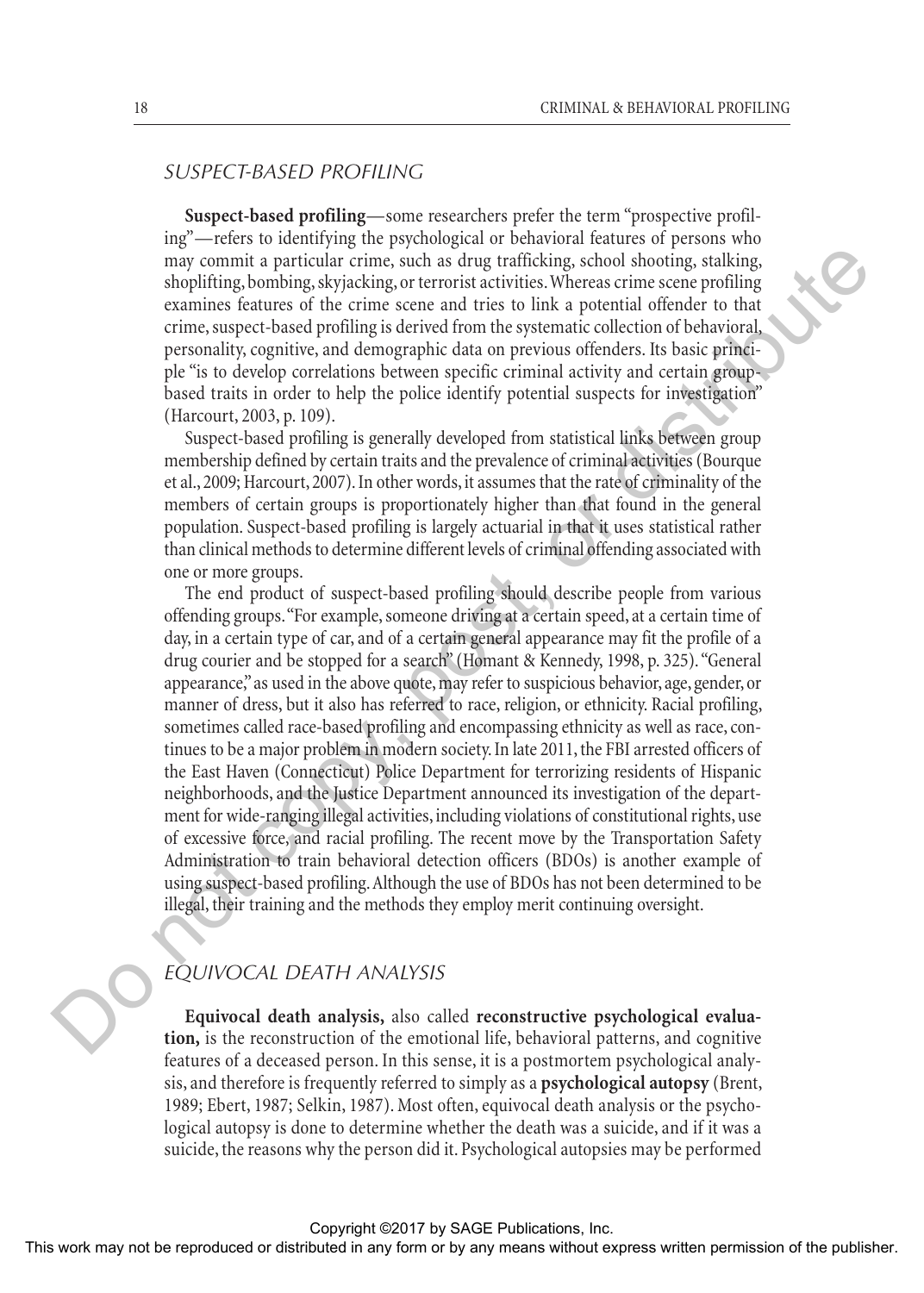## SUSPECT-BASED PROFILING

**Suspect-based profiling**—some researchers prefer the term "prospective profiling"—refers to identifying the psychological or behavioral features of persons who may commit a particular crime, such as drug trafficking, school shooting, stalking, shoplifting, bombing, skyjacking, or terrorist activities. Whereas crime scene profiling examines features of the crime scene and tries to link a potential offender to that crime, suspect-based profiling is derived from the systematic collection of behavioral, personality, cognitive, and demographic data on previous offenders. Its basic principle "is to develop correlations between specific criminal activity and certain group-based traits in order to help the police identify potential suspects for investigation" (Harcourt, 2003, p. 109).

Suspect-based profiling is generally developed from statistical links between group membership defined by certain traits and the prevalence of criminal activities (Bourque et al., 2009; Harcourt, 2007). In other words, it assumes that the rate of criminality of the members of certain groups is proportionately higher than that found in the general population. Suspect-based profiling is largely actuarial in that it uses statistical rather than clinical methods to determine different levels of criminal offending associated with one or more groups.

The end product of suspect-based profiling should describe people from various offending groups. "For example, someone driving at a certain speed, at a certain time of day, in a certain type of car, and of a certain general appearance may fit the profile of a drug courier and be stopped for a search" (Homant & Kennedy, 1998, p. 325). "General appearance," as used in the above quote, may refer to suspicious behavior, age, gender, or manner of dress, but it also has referred to race, religion, or ethnicity. Racial profiling, sometimes called race-based profiling and encompassing ethnicity as well as race, continues to be a major problem in modern society. In late 2011, the FBI arrested officers of the East Haven (Connecticut) Police Department for terrorizing residents of Hispanic neighborhoods, and the Justice Department announced its investigation of the department for wide-ranging illegal activities, including violations of constitutional rights, use of excessive force, and racial profiling. The recent move by the Transportation Safety Administration to train behavioral detection officers (BDOs) is another example of using suspect-based profiling. Although the use of BDOs has not been determined to be illegal, their training and the methods they employ merit continuing oversight.

## EQUIVOCAL DEATH ANALYSIS

**Equivocal death analysis,** also called **reconstructive psychological evaluation,** is the reconstruction of the emotional life, behavioral patterns, and cognitive features of a deceased person. In this sense, it is a postmortem psychological analysis, and therefore is frequently referred to simply as a **psychological autopsy** (Brent, 1989; Ebert, 1987; Selkin, 1987). Most often, equivocal death analysis or the psychological autopsy is done to determine whether the death was a suicide, and if it was a suicide, the reasons why the person did it. Psychological autopsies may be performed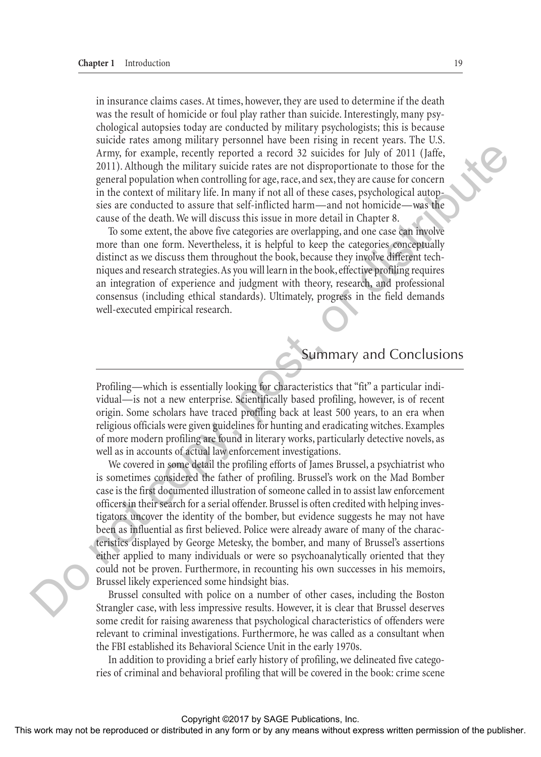in insurance claims cases. At times, however, they are used to determine if the death was the result of homicide or foul play rather than suicide. Interestingly, many psychological autopsies today are conducted by military psychologists; this is because suicide rates among military personnel have been rising in recent years. The U.S. Army, for example, recently reported a record 32 suicides for July of 2011 (Jaffe, 2011). Although the military suicide rates are not disproportionate to those for the general population when controlling for age, race, and sex, they are cause for concern in the context of military life. In many if not all of these cases, psychological autopsies are conducted to assure that self-inflicted harm—and not homicide—was the cause of the death. We will discuss this issue in more detail in Chapter 8.

To some extent, the above five categories are overlapping, and one case can involve more than one form. Nevertheless, it is helpful to keep the categories conceptually distinct as we discuss them throughout the book, because they involve different techniques and research strategies. As you will learn in the book, effective profiling requires an integration of experience and judgment with theory, research, and professional consensus (including ethical standards). Ultimately, progress in the field demands well-executed empirical research.

## Summary and Conclusions

Profiling—which is essentially looking for characteristics that "fit" a particular individual—is not a new enterprise. Scientifically based profiling, however, is of recent origin. Some scholars have traced profiling back at least 500 years, to an era when religious officials were given guidelines for hunting and eradicating witches. Examples of more modern profiling are found in literary works, particularly detective novels, as well as in accounts of actual law enforcement investigations.

We covered in some detail the profiling efforts of James Brussel, a psychiatrist who is sometimes considered the father of profiling. Brussel's work on the Mad Bomber case is the first documented illustration of someone called in to assist law enforcement officers in their search for a serial offender. Brussel is often credited with helping investigators uncover the identity of the bomber, but evidence suggests he may not have been as influential as first believed. Police were already aware of many of the characteristics displayed by George Metesky, the bomber, and many of Brussel's assertions either applied to many individuals or were so psychoanalytically oriented that they could not be proven. Furthermore, in recounting his own successes in his memoirs, Brussel likely experienced some hindsight bias.

Brussel consulted with police on a number of other cases, including the Boston Strangler case, with less impressive results. However, it is clear that Brussel deserves some credit for raising awareness that psychological characteristics of offenders were relevant to criminal investigations. Furthermore, he was called as a consultant when the FBI established its Behavioral Science Unit in the early 1970s.

In addition to providing a brief early history of profiling, we delineated five categories of criminal and behavioral profiling that will be covered in the book: crime scene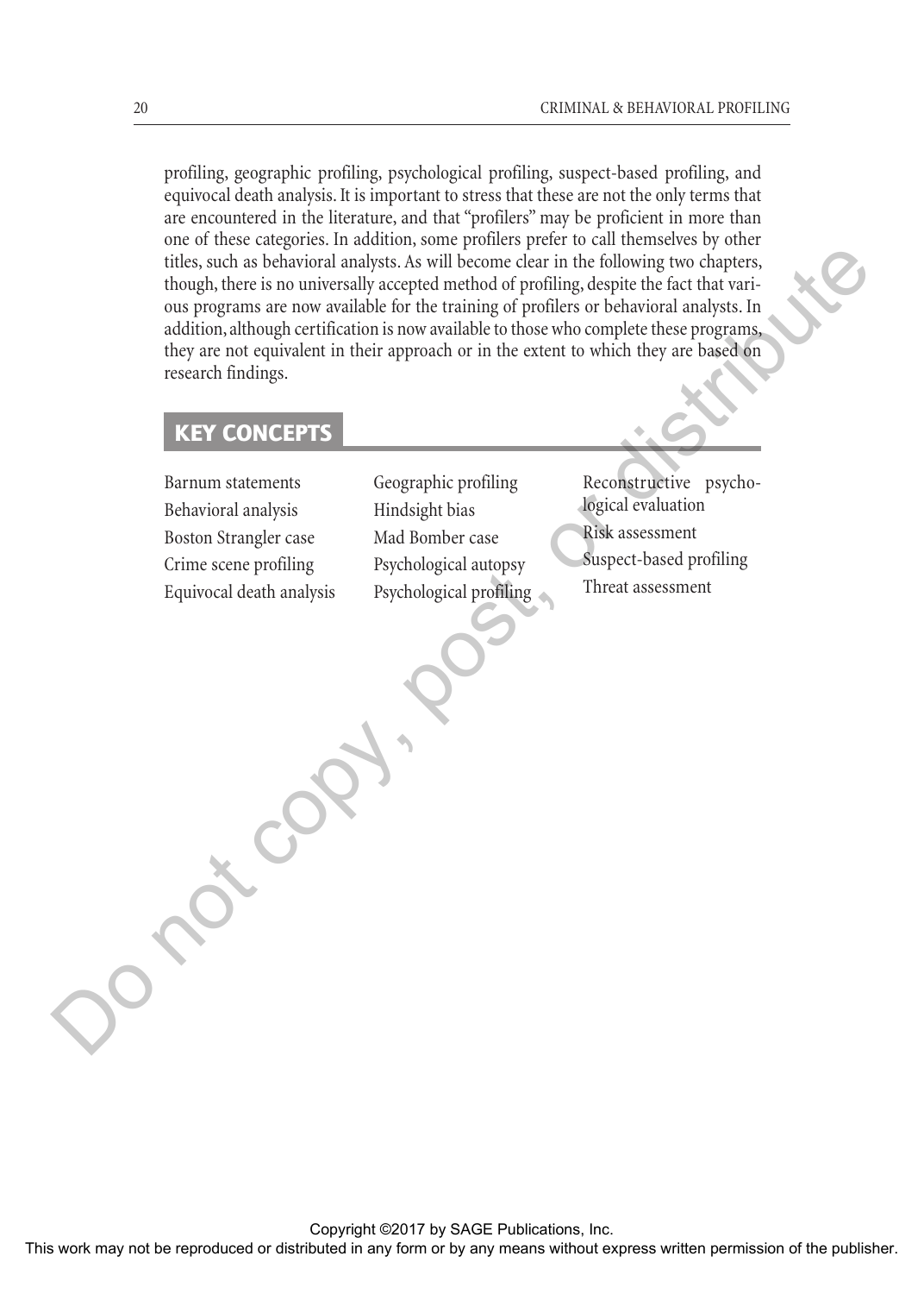profiling, geographic profiling, psychological profiling, suspect-based profiling, and equivocal death analysis. It is important to stress that these are not the only terms that are encountered in the literature, and that "profilers" may be proficient in more than one of these categories. In addition, some profilers prefer to call themselves by other titles, such as behavioral analysts. As will become clear in the following two chapters, though, there is no universally accepted method of profiling, despite the fact that various programs are now available for the training of profilers or behavioral analysts. In addition, although certification is now available to those who complete these programs, they are not equivalent in their approach or in the extent to which they are based on research findings.

## KEY CONCEPTS

- Barnum statements
- Behavioral analysis
- Boston Strangler case
- Crime scene profiling
- Equivocal death analysis
- Geographic profiling
- Hindsight bias
- Mad Bomber case
- Psychological autopsy
- Psychological profiling
- Reconstructive psychological evaluation
- Risk assessment
- Suspect-based profiling
- Threat assessment

Copyright ©2017 by SAGE Publications, Inc.
This work may not be reproduced or distributed in any form or by any means without express written permission of the publisher.